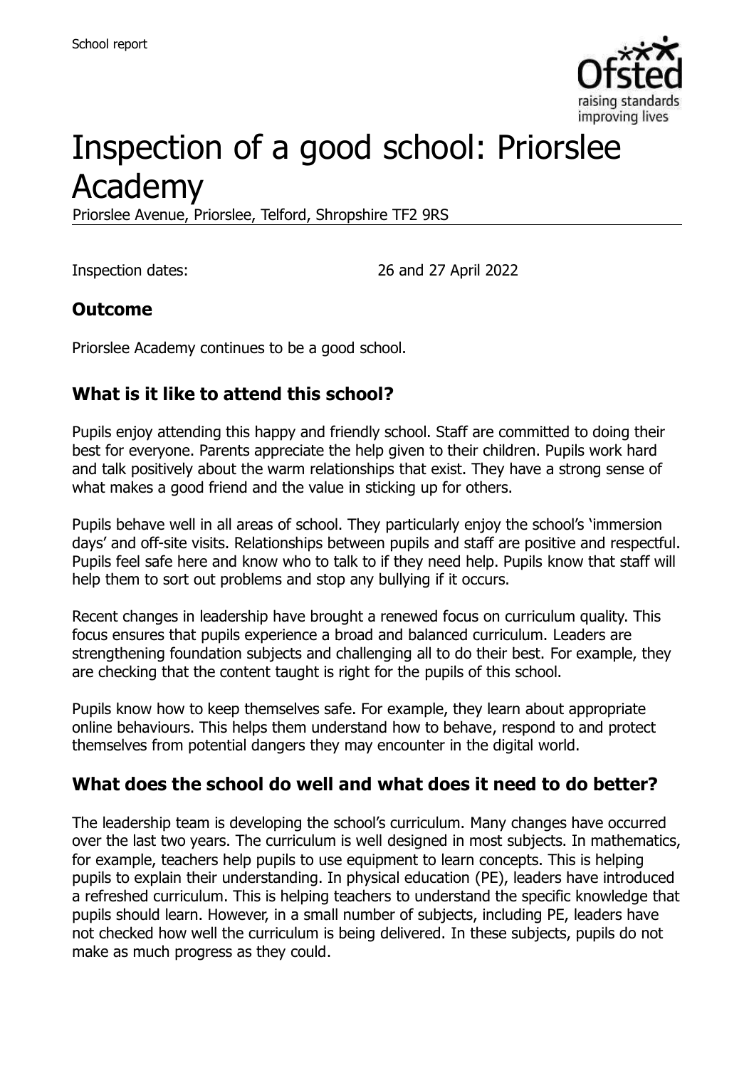School report

# Inspection of a good school: Priorslee Academy

Priorslee Avenue, Priorslee, Telford, Shropshire TF2 9RS

Inspection dates: 26 and 27 April 2022

## Outcome

Priorslee Academy continues to be a good school.

## What is it like to attend this school?

Pupils enjoy attending this happy and friendly school. Staff are committed to doing their best for everyone. Parents appreciate the help given to their children. Pupils work hard and talk positively about the warm relationships that exist. They have a strong sense of what makes a good friend and the value in sticking up for others.

Pupils behave well in all areas of school. They particularly enjoy the school's 'immersion days' and off-site visits. Relationships between pupils and staff are positive and respectful. Pupils feel safe here and know who to talk to if they need help. Pupils know that staff will help them to sort out problems and stop any bullying if it occurs.

Recent changes in leadership have brought a renewed focus on curriculum quality. This focus ensures that pupils experience a broad and balanced curriculum. Leaders are strengthening foundation subjects and challenging all to do their best. For example, they are checking that the content taught is right for the pupils of this school.

Pupils know how to keep themselves safe. For example, they learn about appropriate online behaviours. This helps them understand how to behave, respond to and protect themselves from potential dangers they may encounter in the digital world.

## What does the school do well and what does it need to do better?

The leadership team is developing the school's curriculum. Many changes have occurred over the last two years. The curriculum is well designed in most subjects. In mathematics, for example, teachers help pupils to use equipment to learn concepts. This is helping pupils to explain their understanding. In physical education (PE), leaders have introduced a refreshed curriculum. This is helping teachers to understand the specific knowledge that pupils should learn. However, in a small number of subjects, including PE, leaders have not checked how well the curriculum is being delivered. In these subjects, pupils do not make as much progress as they could.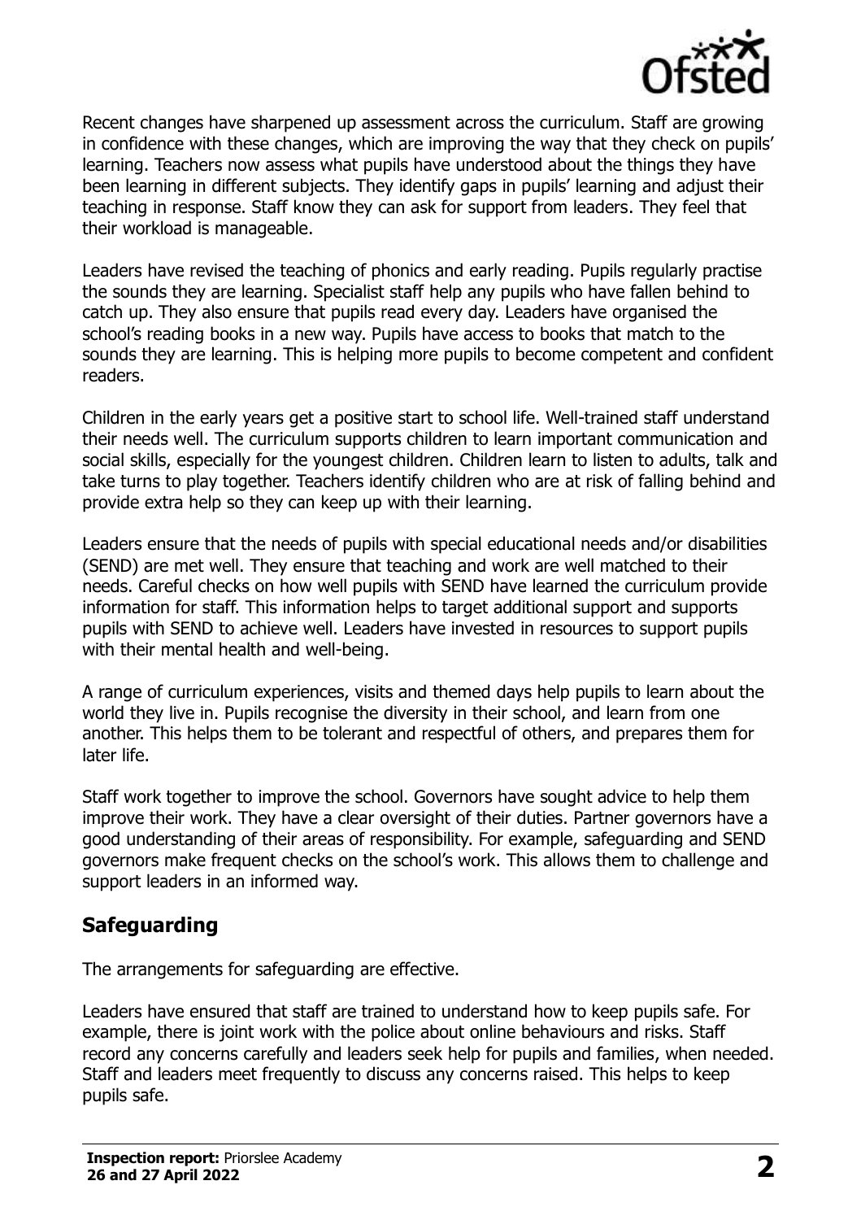Recent changes have sharpened up assessment across the curriculum. Staff are growing in confidence with these changes, which are improving the way that they check on pupils' learning. Teachers now assess what pupils have understood about the things they have been learning in different subjects. They identify gaps in pupils' learning and adjust their teaching in response. Staff know they can ask for support from leaders. They feel that their workload is manageable.

Leaders have revised the teaching of phonics and early reading. Pupils regularly practise the sounds they are learning. Specialist staff help any pupils who have fallen behind to catch up. They also ensure that pupils read every day. Leaders have organised the school's reading books in a new way. Pupils have access to books that match to the sounds they are learning. This is helping more pupils to become competent and confident readers.

Children in the early years get a positive start to school life. Well-trained staff understand their needs well. The curriculum supports children to learn important communication and social skills, especially for the youngest children. Children learn to listen to adults, talk and take turns to play together. Teachers identify children who are at risk of falling behind and provide extra help so they can keep up with their learning.

Leaders ensure that the needs of pupils with special educational needs and/or disabilities (SEND) are met well. They ensure that teaching and work are well matched to their needs. Careful checks on how well pupils with SEND have learned the curriculum provide information for staff. This information helps to target additional support and supports pupils with SEND to achieve well. Leaders have invested in resources to support pupils with their mental health and well-being.

A range of curriculum experiences, visits and themed days help pupils to learn about the world they live in. Pupils recognise the diversity in their school, and learn from one another. This helps them to be tolerant and respectful of others, and prepares them for later life.

Staff work together to improve the school. Governors have sought advice to help them improve their work. They have a clear oversight of their duties. Partner governors have a good understanding of their areas of responsibility. For example, safeguarding and SEND governors make frequent checks on the school's work. This allows them to challenge and support leaders in an informed way.

## Safeguarding

The arrangements for safeguarding are effective.

Leaders have ensured that staff are trained to understand how to keep pupils safe. For example, there is joint work with the police about online behaviours and risks. Staff record any concerns carefully and leaders seek help for pupils and families, when needed. Staff and leaders meet frequently to discuss any concerns raised. This helps to keep pupils safe.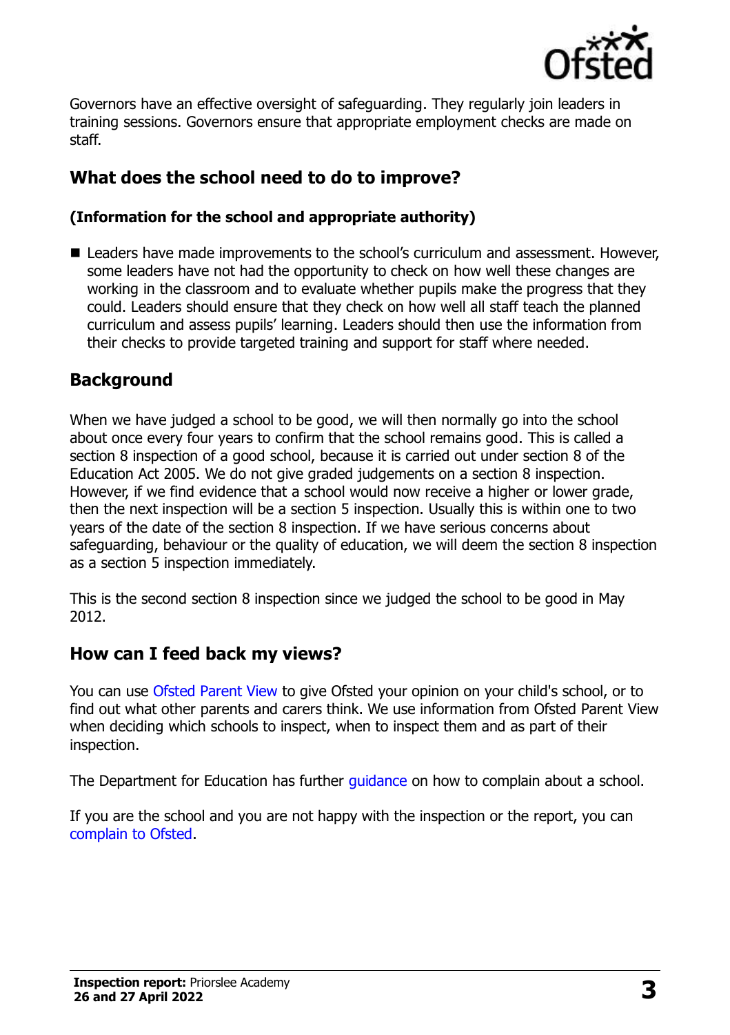Governors have an effective oversight of safeguarding. They regularly join leaders in training sessions. Governors ensure that appropriate employment checks are made on staff.

## What does the school need to do to improve?

### (Information for the school and appropriate authority)

- Leaders have made improvements to the school's curriculum and assessment. However, some leaders have not had the opportunity to check on how well these changes are working in the classroom and to evaluate whether pupils make the progress that they could. Leaders should ensure that they check on how well all staff teach the planned curriculum and assess pupils' learning. Leaders should then use the information from their checks to provide targeted training and support for staff where needed.

## Background

When we have judged a school to be good, we will then normally go into the school about once every four years to confirm that the school remains good. This is called a section 8 inspection of a good school, because it is carried out under section 8 of the Education Act 2005. We do not give graded judgements on a section 8 inspection. However, if we find evidence that a school would now receive a higher or lower grade, then the next inspection will be a section 5 inspection. Usually this is within one to two years of the date of the section 8 inspection. If we have serious concerns about safeguarding, behaviour or the quality of education, we will deem the section 8 inspection as a section 5 inspection immediately.

This is the second section 8 inspection since we judged the school to be good in May 2012.

## How can I feed back my views?

You can use Ofsted Parent View to give Ofsted your opinion on your child's school, or to find out what other parents and carers think. We use information from Ofsted Parent View when deciding which schools to inspect, when to inspect them and as part of their inspection.

The Department for Education has further guidance on how to complain about a school.

If you are the school and you are not happy with the inspection or the report, you can complain to Ofsted.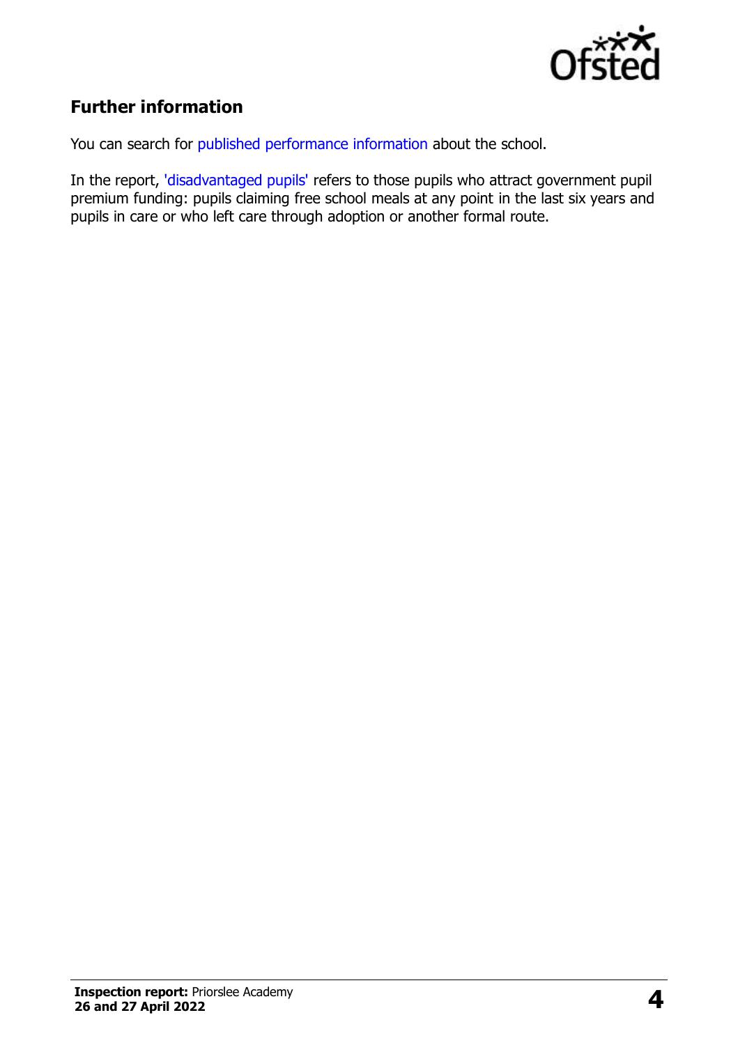## Further information

You can search for published performance information about the school.

In the report, 'disadvantaged pupils' refers to those pupils who attract government pupil premium funding: pupils claiming free school meals at any point in the last six years and pupils in care or who left care through adoption or another formal route.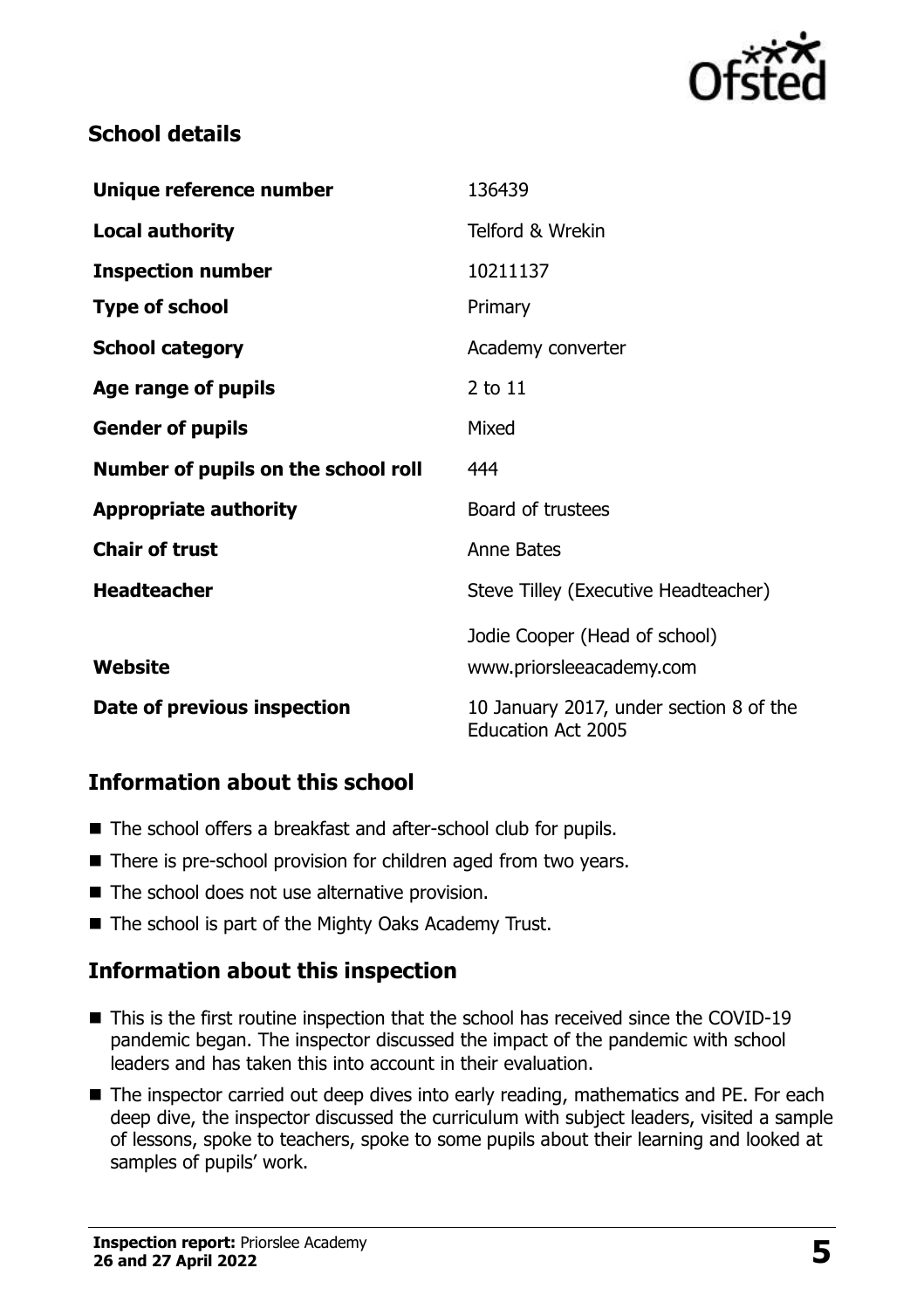## School details

| | |
|---|---|
| **Unique reference number** | 136439 |
| **Local authority** | Telford & Wrekin |
| **Inspection number** | 10211137 |
| **Type of school** | Primary |
| **School category** | Academy converter |
| **Age range of pupils** | 2 to 11 |
| **Gender of pupils** | Mixed |
| **Number of pupils on the school roll** | 444 |
| **Appropriate authority** | Board of trustees |
| **Chair of trust** | Anne Bates |
| **Headteacher** | Steve Tilley (Executive Headteacher) |
| | Jodie Cooper (Head of school) |
| **Website** | www.priorsleeacademy.com |
| **Date of previous inspection** | 10 January 2017, under section 8 of the Education Act 2005 |

## Information about this school

- The school offers a breakfast and after-school club for pupils.
- There is pre-school provision for children aged from two years.
- The school does not use alternative provision.
- The school is part of the Mighty Oaks Academy Trust.

## Information about this inspection

- This is the first routine inspection that the school has received since the COVID-19 pandemic began. The inspector discussed the impact of the pandemic with school leaders and has taken this into account in their evaluation.
- The inspector carried out deep dives into early reading, mathematics and PE. For each deep dive, the inspector discussed the curriculum with subject leaders, visited a sample of lessons, spoke to teachers, spoke to some pupils about their learning and looked at samples of pupils' work.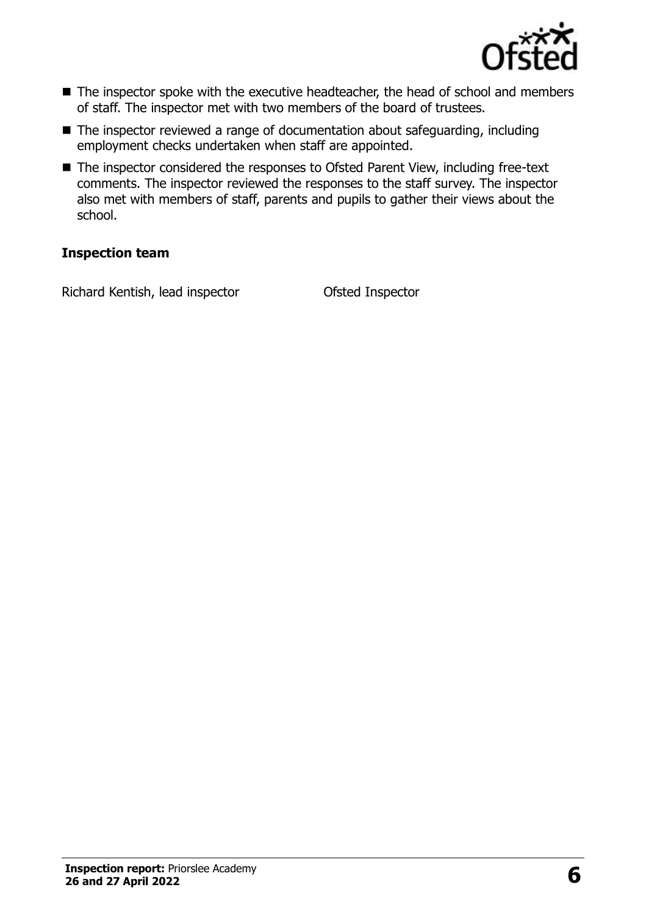- The inspector spoke with the executive headteacher, the head of school and members of staff. The inspector met with two members of the board of trustees.
- The inspector reviewed a range of documentation about safeguarding, including employment checks undertaken when staff are appointed.
- The inspector considered the responses to Ofsted Parent View, including free-text comments. The inspector reviewed the responses to the staff survey. The inspector also met with members of staff, parents and pupils to gather their views about the school.

### Inspection team

| | |
|---|---|
| Richard Kentish, lead inspector | Ofsted Inspector |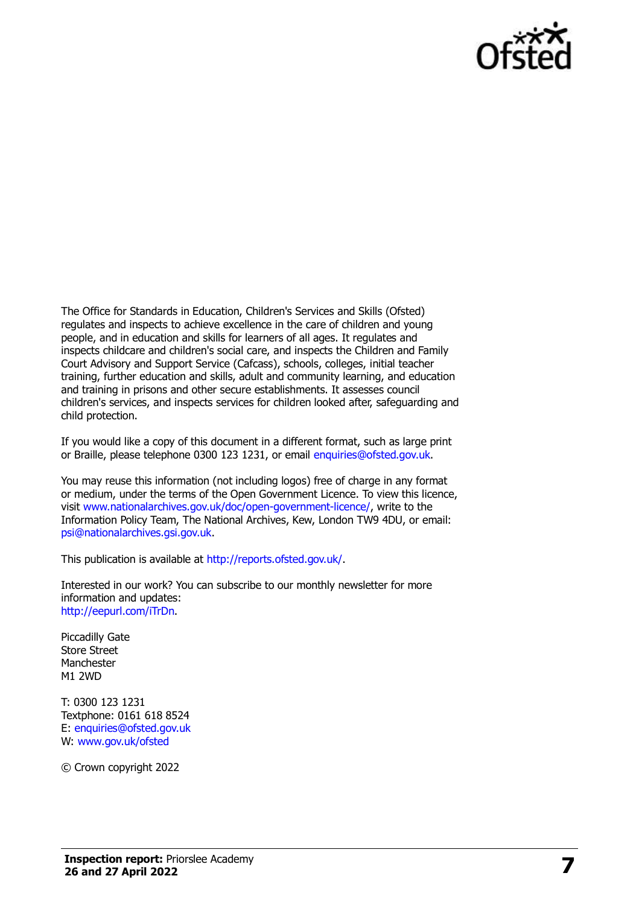The Office for Standards in Education, Children's Services and Skills (Ofsted) regulates and inspects to achieve excellence in the care of children and young people, and in education and skills for learners of all ages. It regulates and inspects childcare and children's social care, and inspects the Children and Family Court Advisory and Support Service (Cafcass), schools, colleges, initial teacher training, further education and skills, adult and community learning, and education and training in prisons and other secure establishments. It assesses council children's services, and inspects services for children looked after, safeguarding and child protection.

If you would like a copy of this document in a different format, such as large print or Braille, please telephone 0300 123 1231, or email enquiries@ofsted.gov.uk.

You may reuse this information (not including logos) free of charge in any format or medium, under the terms of the Open Government Licence. To view this licence, visit www.nationalarchives.gov.uk/doc/open-government-licence/, write to the Information Policy Team, The National Archives, Kew, London TW9 4DU, or email: psi@nationalarchives.gsi.gov.uk.

This publication is available at http://reports.ofsted.gov.uk/.

Interested in our work? You can subscribe to our monthly newsletter for more information and updates:
http://eepurl.com/iTrDn.

Piccadilly Gate
Store Street
Manchester
M1 2WD

T: 0300 123 1231
Textphone: 0161 618 8524
E: enquiries@ofsted.gov.uk
W: www.gov.uk/ofsted

© Crown copyright 2022